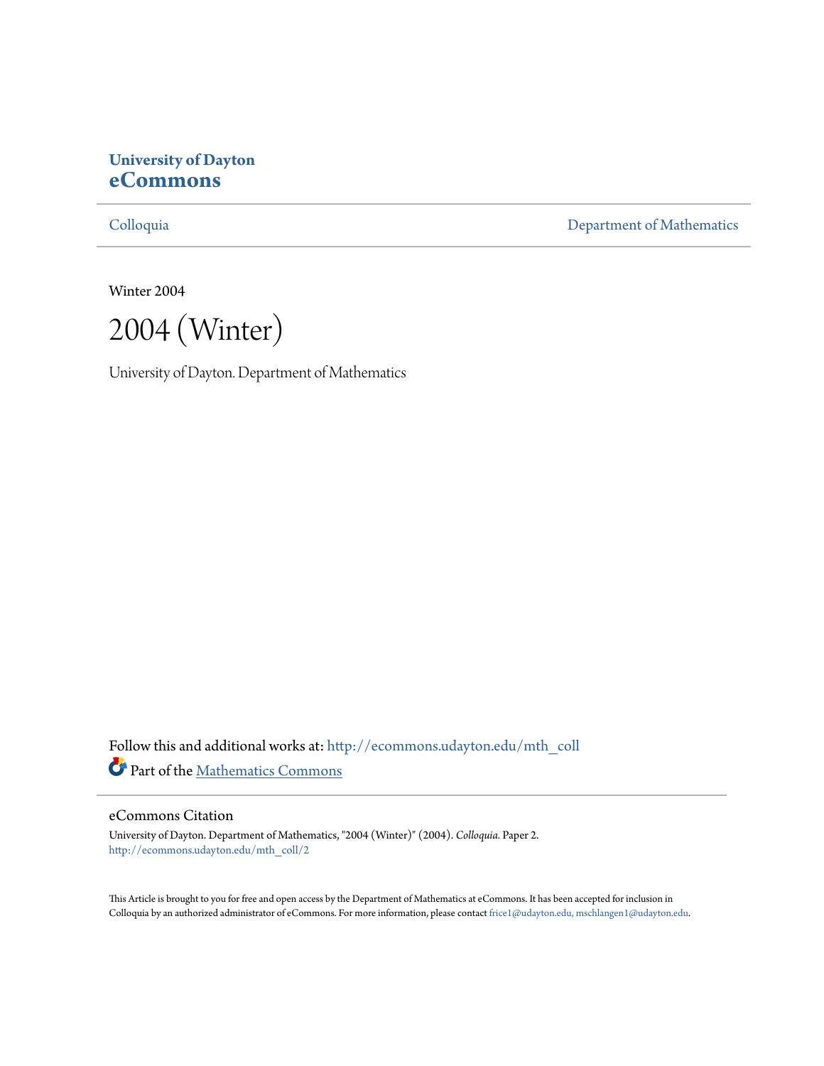**University of Dayton**
**eCommons**

Colloquia | Department of Mathematics

Winter 2004

# 2004 (Winter)

University of Dayton. Department of Mathematics

Follow this and additional works at: http://ecommons.udayton.edu/mth_coll

Part of the [Mathematics Commons](http://network.bepress.com/hgg/discipline/174?utm_source=ecommons.udayton.edu%2Fmth_coll%2F2&utm_medium=PDF&utm_campaign=PDFCoverPages)

## eCommons Citation

University of Dayton. Department of Mathematics, "2004 (Winter)" (2004). *Colloquia.* Paper 2.
http://ecommons.udayton.edu/mth_coll/2

This Article is brought to you for free and open access by the Department of Mathematics at eCommons. It has been accepted for inclusion in Colloquia by an authorized administrator of eCommons. For more information, please contact frice1@udayton.edu, mschlangen1@udayton.edu.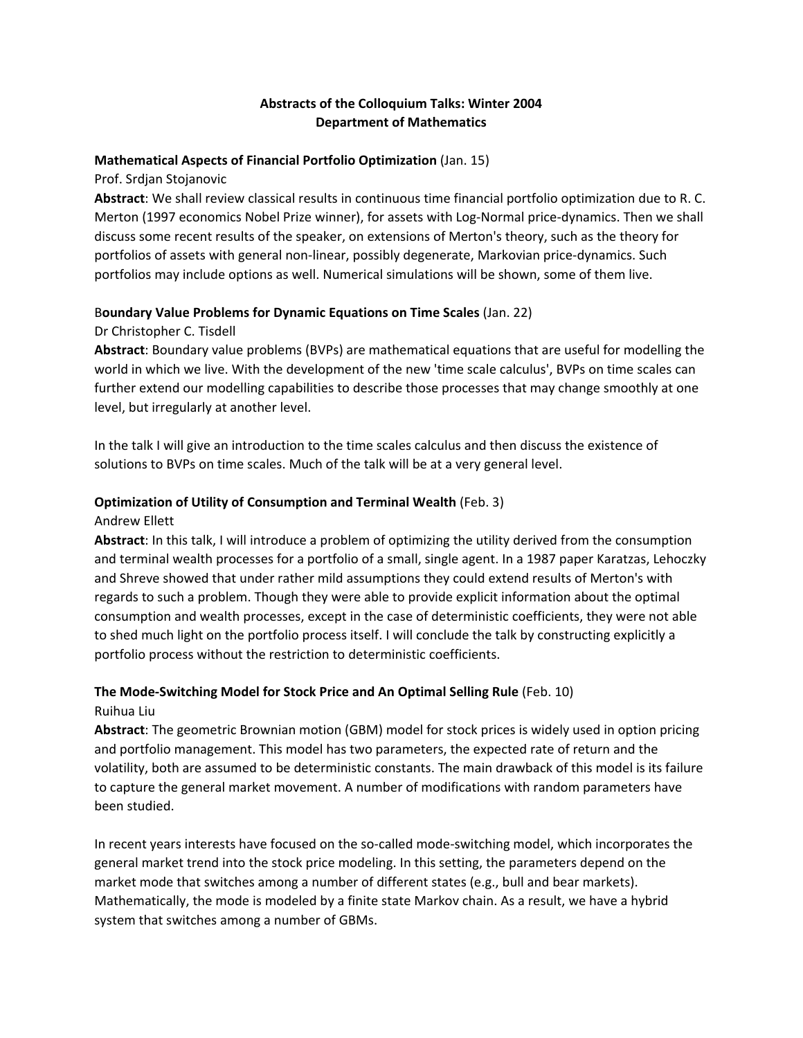### Abstracts of the Colloquium Talks: Winter 2004
### Department of Mathematics

**Mathematical Aspects of Financial Portfolio Optimization** (Jan. 15)

Prof. Srdjan Stojanovic

**Abstract**: We shall review classical results in continuous time financial portfolio optimization due to R. C. Merton (1997 economics Nobel Prize winner), for assets with Log-Normal price-dynamics. Then we shall discuss some recent results of the speaker, on extensions of Merton's theory, such as the theory for portfolios of assets with general non-linear, possibly degenerate, Markovian price-dynamics. Such portfolios may include options as well. Numerical simulations will be shown, some of them live.

B**oundary Value Problems for Dynamic Equations on Time Scales** (Jan. 22)

Dr Christopher C. Tisdell

**Abstract**: Boundary value problems (BVPs) are mathematical equations that are useful for modelling the world in which we live. With the development of the new 'time scale calculus', BVPs on time scales can further extend our modelling capabilities to describe those processes that may change smoothly at one level, but irregularly at another level.

In the talk I will give an introduction to the time scales calculus and then discuss the existence of solutions to BVPs on time scales. Much of the talk will be at a very general level.

**Optimization of Utility of Consumption and Terminal Wealth** (Feb. 3)

Andrew Ellett

**Abstract**: In this talk, I will introduce a problem of optimizing the utility derived from the consumption and terminal wealth processes for a portfolio of a small, single agent. In a 1987 paper Karatzas, Lehoczky and Shreve showed that under rather mild assumptions they could extend results of Merton's with regards to such a problem. Though they were able to provide explicit information about the optimal consumption and wealth processes, except in the case of deterministic coefficients, they were not able to shed much light on the portfolio process itself. I will conclude the talk by constructing explicitly a portfolio process without the restriction to deterministic coefficients.

**The Mode-Switching Model for Stock Price and An Optimal Selling Rule** (Feb. 10)

Ruihua Liu

**Abstract**: The geometric Brownian motion (GBM) model for stock prices is widely used in option pricing and portfolio management. This model has two parameters, the expected rate of return and the volatility, both are assumed to be deterministic constants. The main drawback of this model is its failure to capture the general market movement. A number of modifications with random parameters have been studied.

In recent years interests have focused on the so-called mode-switching model, which incorporates the general market trend into the stock price modeling. In this setting, the parameters depend on the market mode that switches among a number of different states (e.g., bull and bear markets). Mathematically, the mode is modeled by a finite state Markov chain. As a result, we have a hybrid system that switches among a number of GBMs.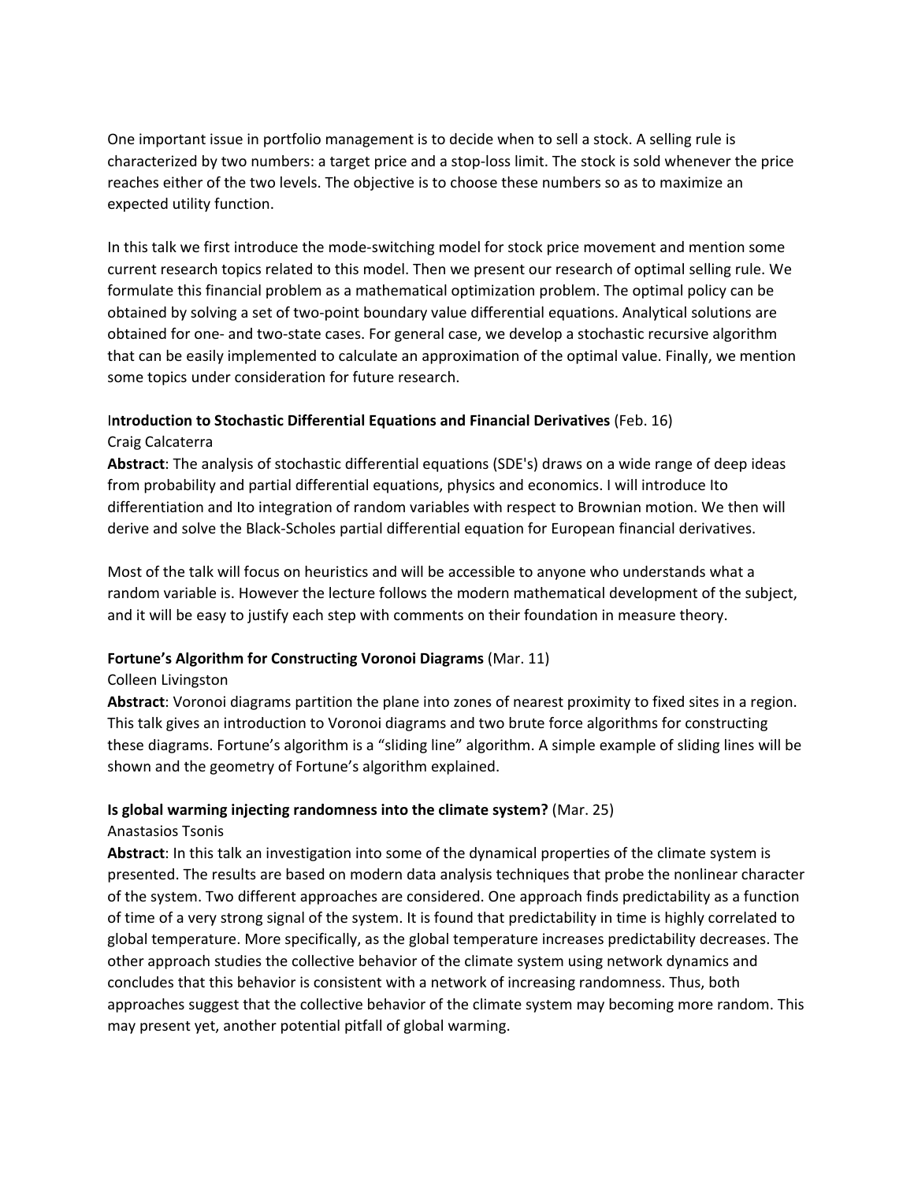One important issue in portfolio management is to decide when to sell a stock. A selling rule is characterized by two numbers: a target price and a stop-loss limit. The stock is sold whenever the price reaches either of the two levels. The objective is to choose these numbers so as to maximize an expected utility function.

In this talk we first introduce the mode-switching model for stock price movement and mention some current research topics related to this model. Then we present our research of optimal selling rule. We formulate this financial problem as a mathematical optimization problem. The optimal policy can be obtained by solving a set of two-point boundary value differential equations. Analytical solutions are obtained for one- and two-state cases. For general case, we develop a stochastic recursive algorithm that can be easily implemented to calculate an approximation of the optimal value. Finally, we mention some topics under consideration for future research.

**Introduction to Stochastic Differential Equations and Financial Derivatives** (Feb. 16)

Craig Calcaterra

**Abstract**: The analysis of stochastic differential equations (SDE's) draws on a wide range of deep ideas from probability and partial differential equations, physics and economics. I will introduce Ito differentiation and Ito integration of random variables with respect to Brownian motion. We then will derive and solve the Black-Scholes partial differential equation for European financial derivatives.

Most of the talk will focus on heuristics and will be accessible to anyone who understands what a random variable is. However the lecture follows the modern mathematical development of the subject, and it will be easy to justify each step with comments on their foundation in measure theory.

**Fortune's Algorithm for Constructing Voronoi Diagrams** (Mar. 11)

Colleen Livingston

**Abstract**: Voronoi diagrams partition the plane into zones of nearest proximity to fixed sites in a region. This talk gives an introduction to Voronoi diagrams and two brute force algorithms for constructing these diagrams. Fortune's algorithm is a "sliding line" algorithm. A simple example of sliding lines will be shown and the geometry of Fortune's algorithm explained.

**Is global warming injecting randomness into the climate system?** (Mar. 25)

Anastasios Tsonis

**Abstract**: In this talk an investigation into some of the dynamical properties of the climate system is presented. The results are based on modern data analysis techniques that probe the nonlinear character of the system. Two different approaches are considered. One approach finds predictability as a function of time of a very strong signal of the system. It is found that predictability in time is highly correlated to global temperature. More specifically, as the global temperature increases predictability decreases. The other approach studies the collective behavior of the climate system using network dynamics and concludes that this behavior is consistent with a network of increasing randomness. Thus, both approaches suggest that the collective behavior of the climate system may becoming more random. This may present yet, another potential pitfall of global warming.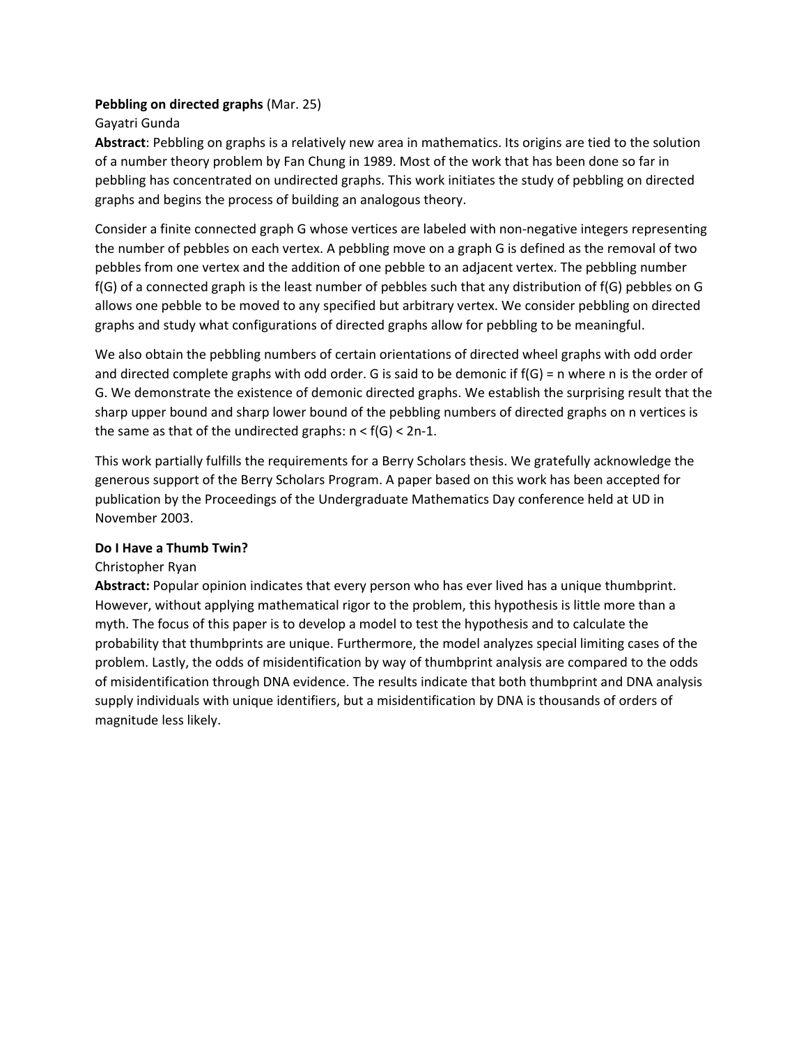**Pebbling on directed graphs** (Mar. 25)

Gayatri Gunda

**Abstract**: Pebbling on graphs is a relatively new area in mathematics. Its origins are tied to the solution of a number theory problem by Fan Chung in 1989. Most of the work that has been done so far in pebbling has concentrated on undirected graphs. This work initiates the study of pebbling on directed graphs and begins the process of building an analogous theory.

Consider a finite connected graph G whose vertices are labeled with non-negative integers representing the number of pebbles on each vertex. A pebbling move on a graph G is defined as the removal of two pebbles from one vertex and the addition of one pebble to an adjacent vertex. The pebbling number $f(G)$ of a connected graph is the least number of pebbles such that any distribution of $f(G)$ pebbles on G allows one pebble to be moved to any specified but arbitrary vertex. We consider pebbling on directed graphs and study what configurations of directed graphs allow for pebbling to be meaningful.

We also obtain the pebbling numbers of certain orientations of directed wheel graphs with odd order and directed complete graphs with odd order. G is said to be demonic if $f(G) = n$ where n is the order of G. We demonstrate the existence of demonic directed graphs. We establish the surprising result that the sharp upper bound and sharp lower bound of the pebbling numbers of directed graphs on n vertices is the same as that of the undirected graphs: $n < f(G) < 2n-1$.

This work partially fulfills the requirements for a Berry Scholars thesis. We gratefully acknowledge the generous support of the Berry Scholars Program. A paper based on this work has been accepted for publication by the Proceedings of the Undergraduate Mathematics Day conference held at UD in November 2003.

**Do I Have a Thumb Twin?**

Christopher Ryan

**Abstract:** Popular opinion indicates that every person who has ever lived has a unique thumbprint. However, without applying mathematical rigor to the problem, this hypothesis is little more than a myth. The focus of this paper is to develop a model to test the hypothesis and to calculate the probability that thumbprints are unique. Furthermore, the model analyzes special limiting cases of the problem. Lastly, the odds of misidentification by way of thumbprint analysis are compared to the odds of misidentification through DNA evidence. The results indicate that both thumbprint and DNA analysis supply individuals with unique identifiers, but a misidentification by DNA is thousands of orders of magnitude less likely.